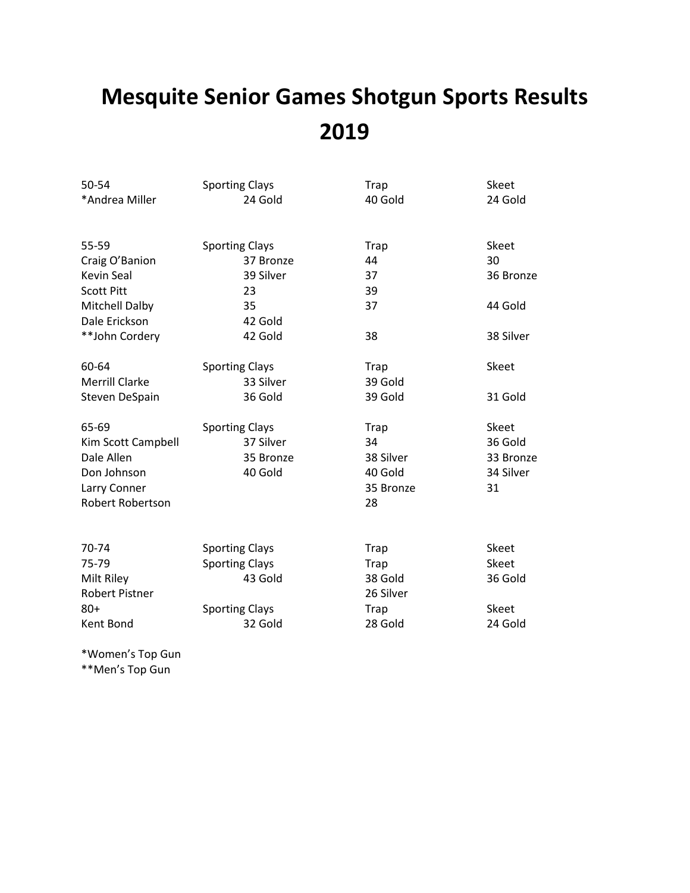# Mesquite Senior Games Shotgun Sports Results 2019

| 50-54 | Sporting Clays | Trap | Skeet |
|---|---|---|---|
| *Andrea Miller | 24 Gold | 40 Gold | 24 Gold |
| | | | |
| 55-59 | Sporting Clays | Trap | Skeet |
| Craig O'Banion | 37 Bronze | 44 | 30 |
| Kevin Seal | 39 Silver | 37 | 36 Bronze |
| Scott Pitt | 23 | 39 | |
| Mitchell Dalby | 35 | 37 | 44 Gold |
| Dale Erickson | 42 Gold | | |
| **John Cordery | 42 Gold | 38 | 38 Silver |
| | | | |
| 60-64 | Sporting Clays | Trap | Skeet |
| Merrill Clarke | 33 Silver | 39 Gold | |
| Steven DeSpain | 36 Gold | 39 Gold | 31 Gold |
| | | | |
| 65-69 | Sporting Clays | Trap | Skeet |
| Kim Scott Campbell | 37 Silver | 34 | 36 Gold |
| Dale Allen | 35 Bronze | 38 Silver | 33 Bronze |
| Don Johnson | 40 Gold | 40 Gold | 34 Silver |
| Larry Conner | | 35 Bronze | 31 |
| Robert Robertson | | 28 | |
| | | | |
| 70-74 | Sporting Clays | Trap | Skeet |
| 75-79 | Sporting Clays | Trap | Skeet |
| Milt Riley | 43 Gold | 38 Gold | 36 Gold |
| Robert Pistner | | 26 Silver | |
| 80+ | Sporting Clays | Trap | Skeet |
| Kent Bond | 32 Gold | 28 Gold | 24 Gold |

*Women's Top Gun  
**Men's Top Gun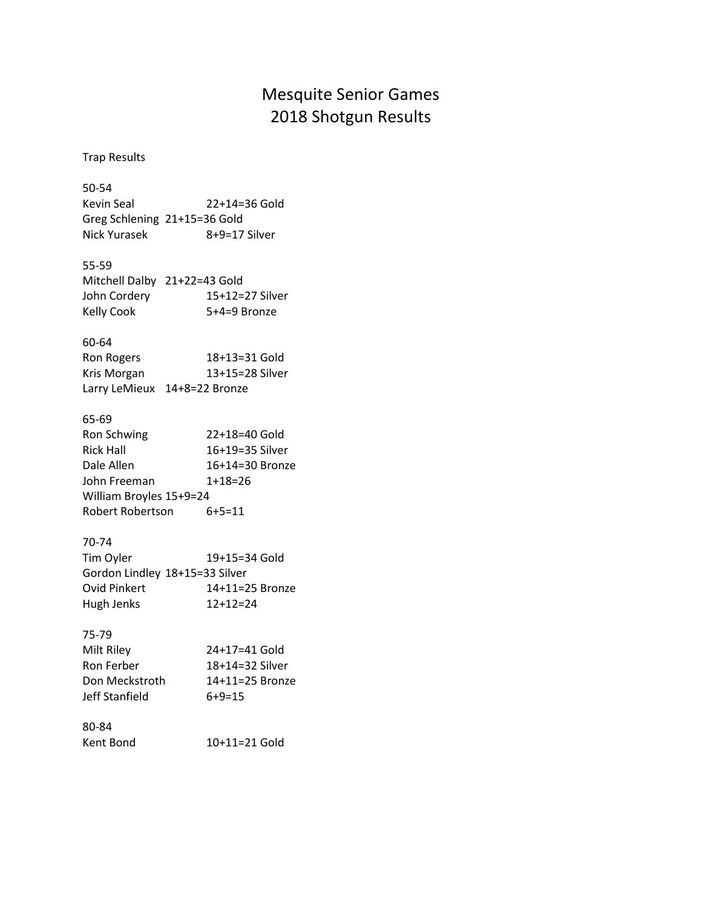# Mesquite Senior Games
# 2018 Shotgun Results

Trap Results

50-54
Kevin Seal 22+14=36 Gold
Greg Schlening 21+15=36 Gold
Nick Yurasek 8+9=17 Silver

55-59
Mitchell Dalby 21+22=43 Gold
John Cordery 15+12=27 Silver
Kelly Cook 5+4=9 Bronze

60-64
Ron Rogers 18+13=31 Gold
Kris Morgan 13+15=28 Silver
Larry LeMieux 14+8=22 Bronze

65-69
Ron Schwing 22+18=40 Gold
Rick Hall 16+19=35 Silver
Dale Allen 16+14=30 Bronze
John Freeman 1+18=26
William Broyles 15+9=24
Robert Robertson 6+5=11

70-74
Tim Oyler 19+15=34 Gold
Gordon Lindley 18+15=33 Silver
Ovid Pinkert 14+11=25 Bronze
Hugh Jenks 12+12=24

75-79
Milt Riley 24+17=41 Gold
Ron Ferber 18+14=32 Silver
Don Meckstroth 14+11=25 Bronze
Jeff Stanfield 6+9=15

80-84
Kent Bond 10+11=21 Gold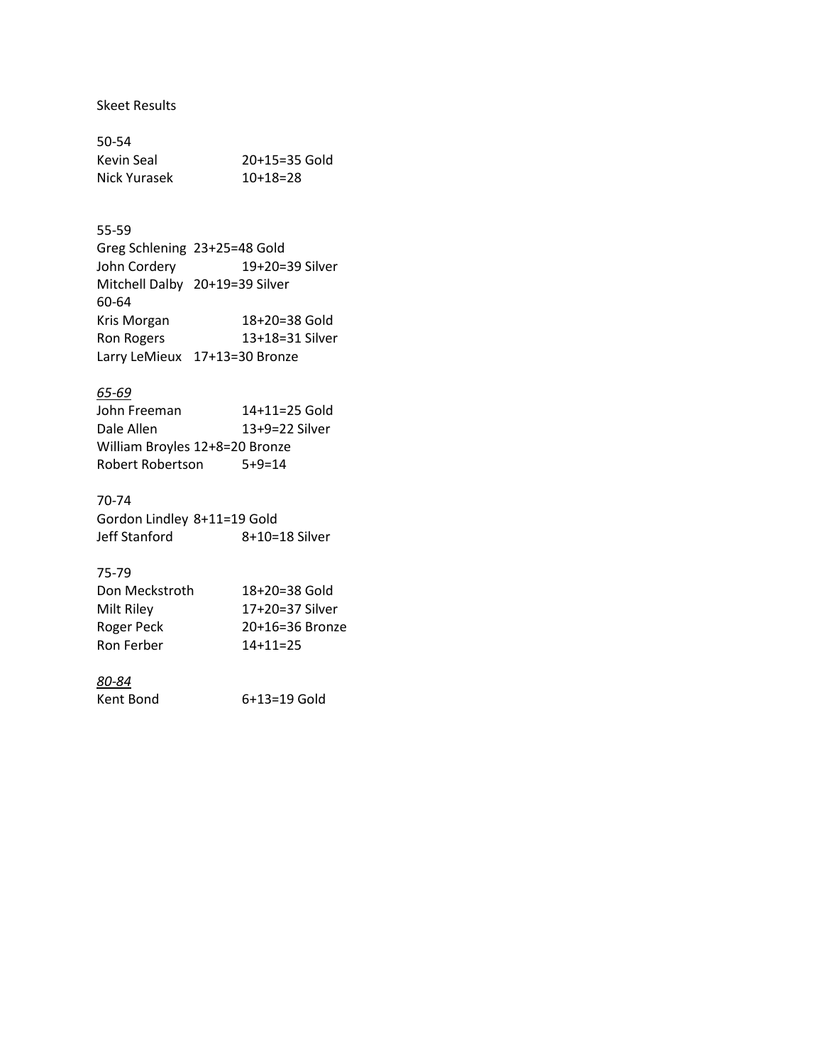Skeet Results

50-54

| | |
|---|---|
| Kevin Seal | 20+15=35 Gold |
| Nick Yurasek | 10+18=28 |

55-59

| | |
|---|---|
| Greg Schlening | 23+25=48 Gold |
| John Cordery | 19+20=39 Silver |
| Mitchell Dalby | 20+19=39 Silver |

60-64

| | |
|---|---|
| Kris Morgan | 18+20=38 Gold |
| Ron Rogers | 13+18=31 Silver |
| Larry LeMieux | 17+13=30 Bronze |

*<u>65-69</u>*

| | |
|---|---|
| John Freeman | 14+11=25 Gold |
| Dale Allen | 13+9=22 Silver |
| William Broyles | 12+8=20 Bronze |
| Robert Robertson | 5+9=14 |

70-74

| | |
|---|---|
| Gordon Lindley | 8+11=19 Gold |
| Jeff Stanford | 8+10=18 Silver |

75-79

| | |
|---|---|
| Don Meckstroth | 18+20=38 Gold |
| Milt Riley | 17+20=37 Silver |
| Roger Peck | 20+16=36 Bronze |
| Ron Ferber | 14+11=25 |

*<u>80-84</u>*

| | |
|---|---|
| Kent Bond | 6+13=19 Gold |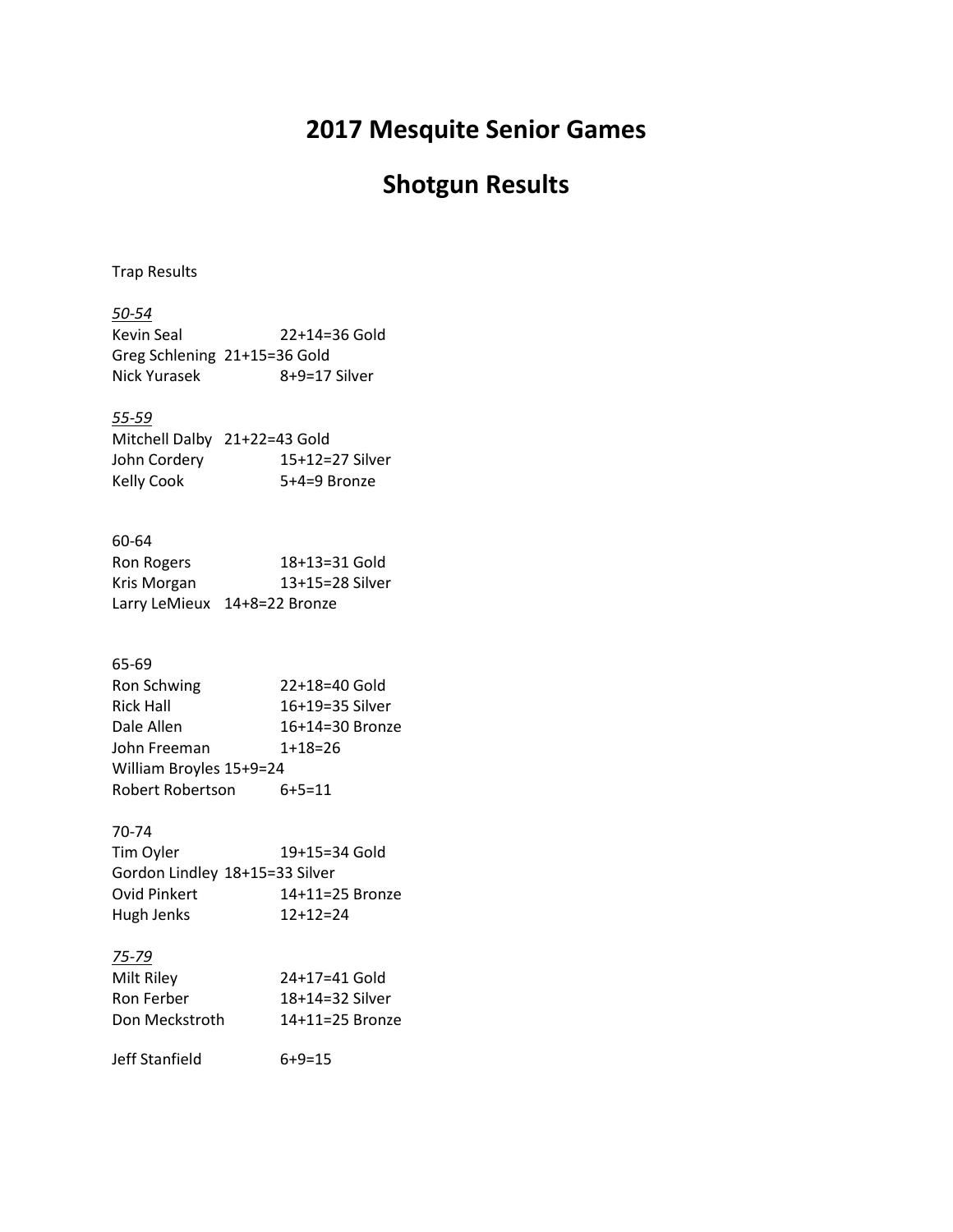# 2017 Mesquite Senior Games

# Shotgun Results

Trap Results

*50-54*

Kevin Seal 22+14=36 Gold
Greg Schlening 21+15=36 Gold
Nick Yurasek 8+9=17 Silver

*55-59*

Mitchell Dalby 21+22=43 Gold
John Cordery 15+12=27 Silver
Kelly Cook 5+4=9 Bronze

60-64

Ron Rogers 18+13=31 Gold
Kris Morgan 13+15=28 Silver
Larry LeMieux 14+8=22 Bronze

65-69

Ron Schwing 22+18=40 Gold
Rick Hall 16+19=35 Silver
Dale Allen 16+14=30 Bronze
John Freeman 1+18=26
William Broyles 15+9=24
Robert Robertson 6+5=11

70-74

Tim Oyler 19+15=34 Gold
Gordon Lindley 18+15=33 Silver
Ovid Pinkert 14+11=25 Bronze
Hugh Jenks 12+12=24

*75-79*

Milt Riley 24+17=41 Gold
Ron Ferber 18+14=32 Silver
Don Meckstroth 14+11=25 Bronze

Jeff Stanfield 6+9=15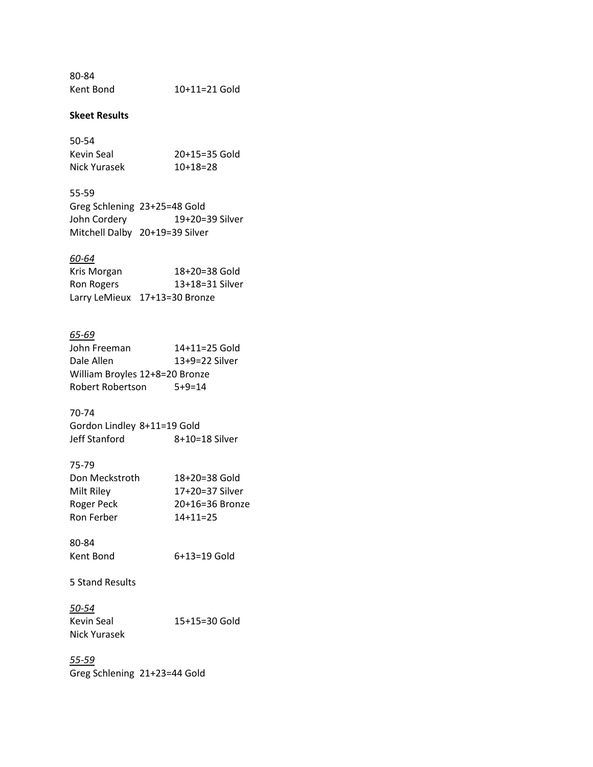80-84
Kent Bond 10+11=21 Gold

**Skeet Results**

50-54
Kevin Seal 20+15=35 Gold
Nick Yurasek 10+18=28

55-59
Greg Schlening 23+25=48 Gold
John Cordery 19+20=39 Silver
Mitchell Dalby 20+19=39 Silver

*60-64*
Kris Morgan 18+20=38 Gold
Ron Rogers 13+18=31 Silver
Larry LeMieux 17+13=30 Bronze

*65-69*
John Freeman 14+11=25 Gold
Dale Allen 13+9=22 Silver
William Broyles 12+8=20 Bronze
Robert Robertson 5+9=14

70-74
Gordon Lindley 8+11=19 Gold
Jeff Stanford 8+10=18 Silver

75-79
Don Meckstroth 18+20=38 Gold
Milt Riley 17+20=37 Silver
Roger Peck 20+16=36 Bronze
Ron Ferber 14+11=25

80-84
Kent Bond 6+13=19 Gold

5 Stand Results

*50-54*
Kevin Seal 15+15=30 Gold
Nick Yurasek

*55-59*
Greg Schlening 21+23=44 Gold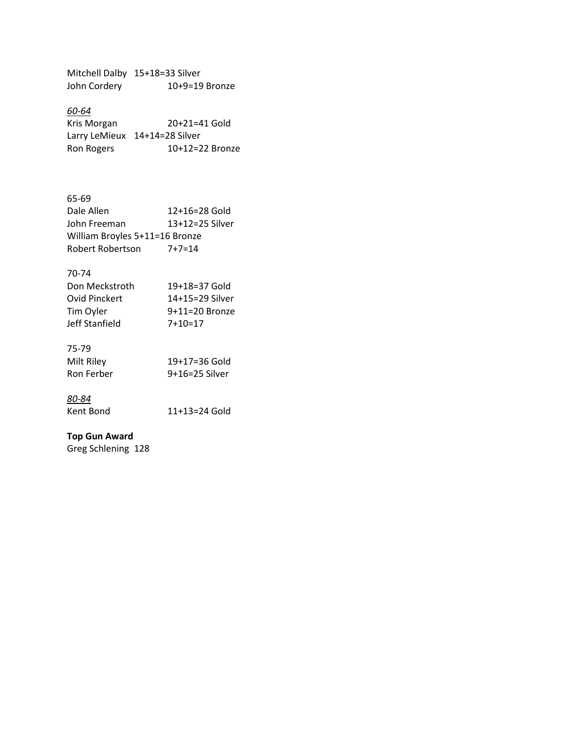Mitchell Dalby 15+18=33 Silver
John Cordery 10+9=19 Bronze

*60-64*
Kris Morgan 20+21=41 Gold
Larry LeMieux 14+14=28 Silver
Ron Rogers 10+12=22 Bronze

65-69
Dale Allen 12+16=28 Gold
John Freeman 13+12=25 Silver
William Broyles 5+11=16 Bronze
Robert Robertson 7+7=14

70-74
Don Meckstroth 19+18=37 Gold
Ovid Pinckert 14+15=29 Silver
Tim Oyler 9+11=20 Bronze
Jeff Stanfield 7+10=17

75-79
Milt Riley 19+17=36 Gold
Ron Ferber 9+16=25 Silver

*80-84*
Kent Bond 11+13=24 Gold

**Top Gun Award**
Greg Schlening 128